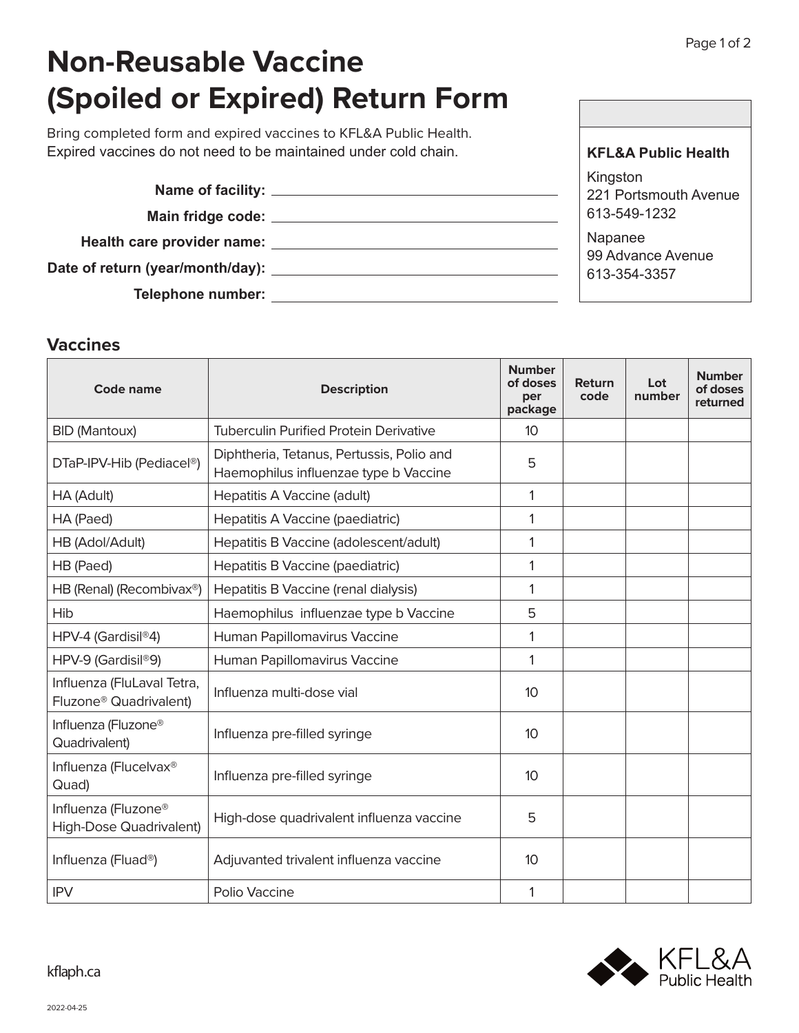# Non-Reusable Vaccine (Spoiled or Expired) Return Form

Bring completed form and expired vaccines to KFL&A Public Health.
Expired vaccines do not need to be maintained under cold chain.

**Name of facility:** ______________________

**Main fridge code:** ______________________

**Health care provider name:** ______________________

**Date of return (year/month/day):** ______________________

**Telephone number:** ______________________

**KFL&A Public Health**

Kingston
221 Portsmouth Avenue
613-549-1232

Napanee
99 Advance Avenue
613-354-3357

## Vaccines

| Code name | Description | Number of doses per package | Return code | Lot number | Number of doses returned |
|---|---|---|---|---|---|
| BID (Mantoux) | Tuberculin Purified Protein Derivative | 10 | | | |
| DTaP-IPV-Hib (Pediacel®) | Diphtheria, Tetanus, Pertussis, Polio and Haemophilus influenzae type b Vaccine | 5 | | | |
| HA (Adult) | Hepatitis A Vaccine (adult) | 1 | | | |
| HA (Paed) | Hepatitis A Vaccine (paediatric) | 1 | | | |
| HB (Adol/Adult) | Hepatitis B Vaccine (adolescent/adult) | 1 | | | |
| HB (Paed) | Hepatitis B Vaccine (paediatric) | 1 | | | |
| HB (Renal) (Recombivax®) | Hepatitis B Vaccine (renal dialysis) | 1 | | | |
| Hib | Haemophilus influenzae type b Vaccine | 5 | | | |
| HPV-4 (Gardisil®4) | Human Papillomavirus Vaccine | 1 | | | |
| HPV-9 (Gardisil®9) | Human Papillomavirus Vaccine | 1 | | | |
| Influenza (FluLaval Tetra, Fluzone® Quadrivalent) | Influenza multi-dose vial | 10 | | | |
| Influenza (Fluzone® Quadrivalent) | Influenza pre-filled syringe | 10 | | | |
| Influenza (Flucelvax® Quad) | Influenza pre-filled syringe | 10 | | | |
| Influenza (Fluzone® High-Dose Quadrivalent) | High-dose quadrivalent influenza vaccine | 5 | | | |
| Influenza (Fluad®) | Adjuvanted trivalent influenza vaccine | 10 | | | |
| IPV | Polio Vaccine | 1 | | | |

kflaph.ca

2022-04-25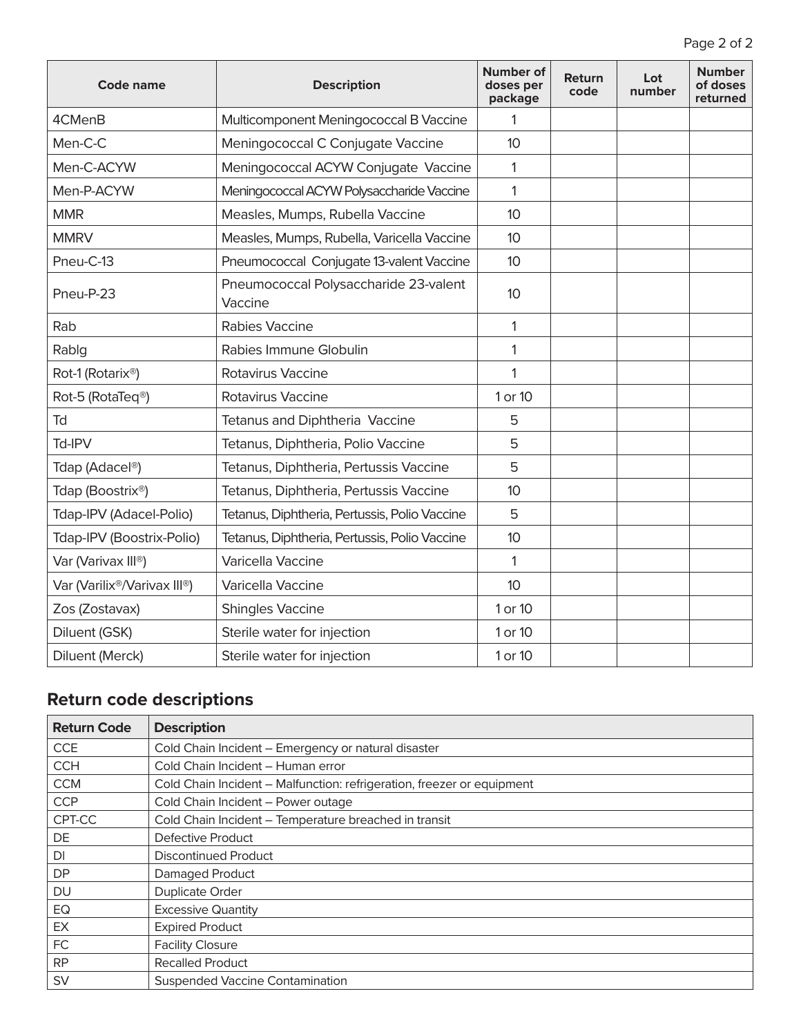| Code name | Description | Number of doses per package | Return code | Lot number | Number of doses returned |
|---|---|---|---|---|---|
| 4CMenB | Multicomponent Meningococcal B Vaccine | 1 | | | |
| Men-C-C | Meningococcal C Conjugate Vaccine | 10 | | | |
| Men-C-ACYW | Meningococcal ACYW Conjugate Vaccine | 1 | | | |
| Men-P-ACYW | Meningococcal ACYW Polysaccharide Vaccine | 1 | | | |
| MMR | Measles, Mumps, Rubella Vaccine | 10 | | | |
| MMRV | Measles, Mumps, Rubella, Varicella Vaccine | 10 | | | |
| Pneu-C-13 | Pneumococcal Conjugate 13-valent Vaccine | 10 | | | |
| Pneu-P-23 | Pneumococcal Polysaccharide 23-valent Vaccine | 10 | | | |
| Rab | Rabies Vaccine | 1 | | | |
| RabIg | Rabies Immune Globulin | 1 | | | |
| Rot-1 (Rotarix®) | Rotavirus Vaccine | 1 | | | |
| Rot-5 (RotaTeq®) | Rotavirus Vaccine | 1 or 10 | | | |
| Td | Tetanus and Diphtheria Vaccine | 5 | | | |
| Td-IPV | Tetanus, Diphtheria, Polio Vaccine | 5 | | | |
| Tdap (Adacel®) | Tetanus, Diphtheria, Pertussis Vaccine | 5 | | | |
| Tdap (Boostrix®) | Tetanus, Diphtheria, Pertussis Vaccine | 10 | | | |
| Tdap-IPV (Adacel-Polio) | Tetanus, Diphtheria, Pertussis, Polio Vaccine | 5 | | | |
| Tdap-IPV (Boostrix-Polio) | Tetanus, Diphtheria, Pertussis, Polio Vaccine | 10 | | | |
| Var (Varivax III®) | Varicella Vaccine | 1 | | | |
| Var (Varilix®/Varivax III®) | Varicella Vaccine | 10 | | | |
| Zos (Zostavax) | Shingles Vaccine | 1 or 10 | | | |
| Diluent (GSK) | Sterile water for injection | 1 or 10 | | | |
| Diluent (Merck) | Sterile water for injection | 1 or 10 | | | |

## Return code descriptions

| Return Code | Description |
|---|---|
| CCE | Cold Chain Incident – Emergency or natural disaster |
| CCH | Cold Chain Incident – Human error |
| CCM | Cold Chain Incident – Malfunction: refrigeration, freezer or equipment |
| CCP | Cold Chain Incident – Power outage |
| CPT-CC | Cold Chain Incident – Temperature breached in transit |
| DE | Defective Product |
| DI | Discontinued Product |
| DP | Damaged Product |
| DU | Duplicate Order |
| EQ | Excessive Quantity |
| EX | Expired Product |
| FC | Facility Closure |
| RP | Recalled Product |
| SV | Suspended Vaccine Contamination |